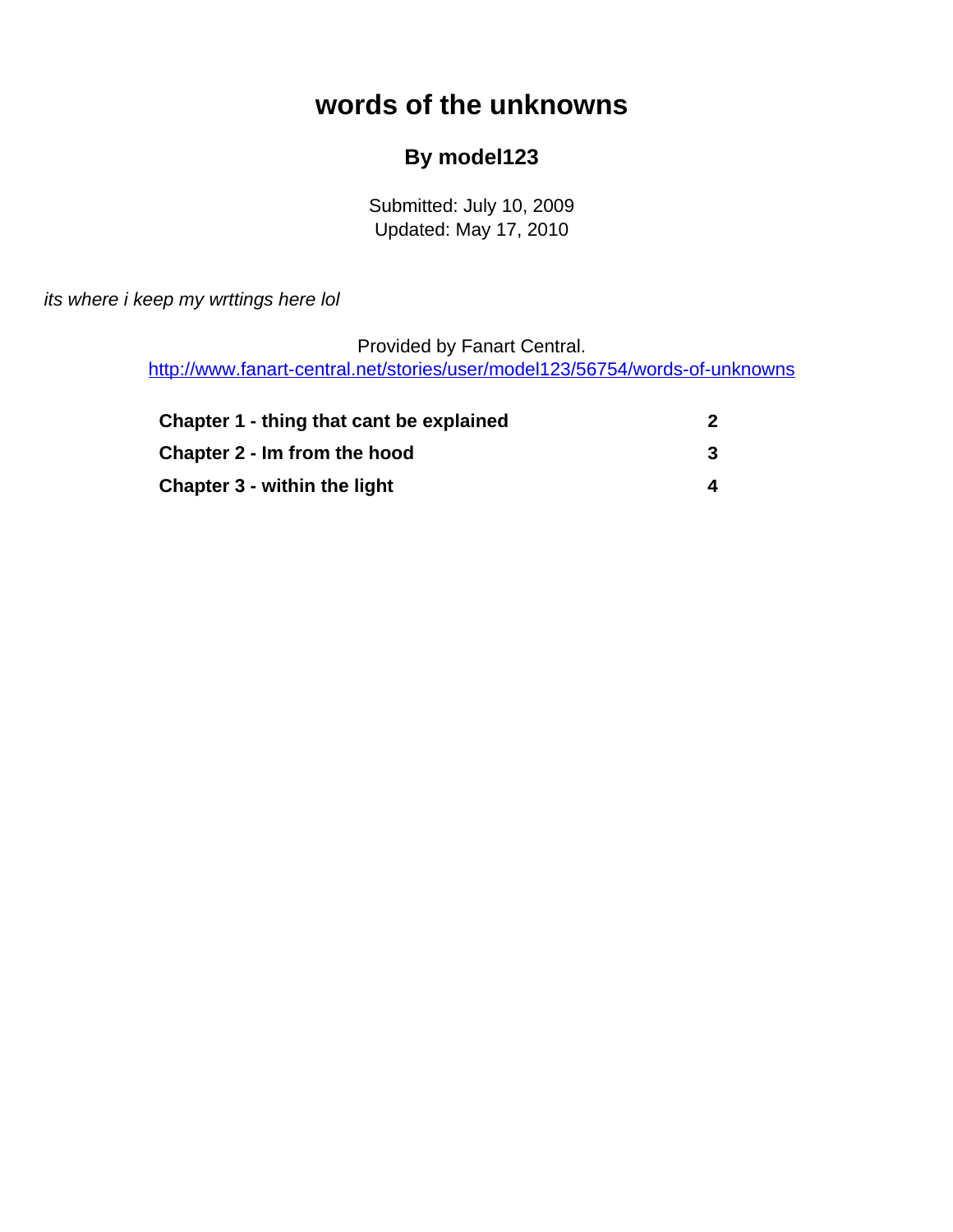# words of the unknowns

## By model123

Submitted: July 10, 2009
Updated: May 17, 2010

*its where i keep my wrttings here lol*

Provided by Fanart Central.
http://www.fanart-central.net/stories/user/model123/56754/words-of-unknowns

| | |
|---|---|
| **Chapter 1 - thing that cant be explained** | **2** |
| **Chapter 2 - Im from the hood** | **3** |
| **Chapter 3 - within the light** | **4** |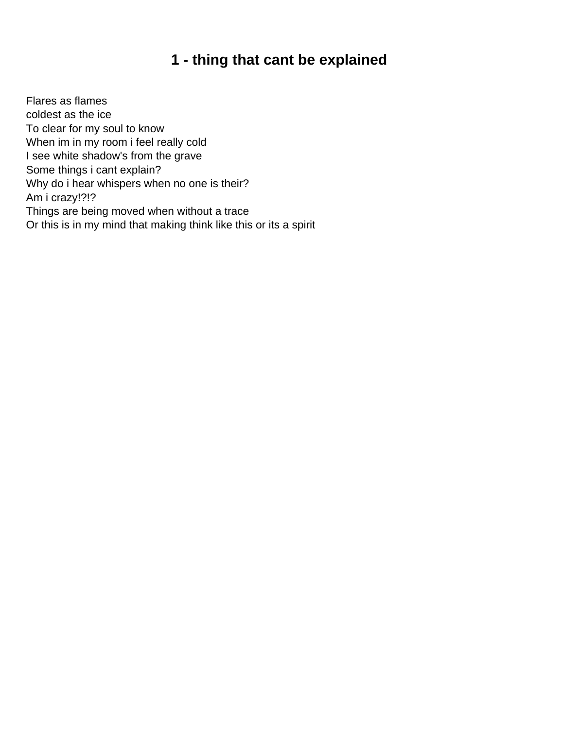# 1 - thing that cant be explained

Flares as flames
coldest as the ice
To clear for my soul to know
When im in my room i feel really cold
I see white shadow's from the grave
Some things i cant explain?
Why do i hear whispers when no one is their?
Am i crazy!?!?
Things are being moved when without a trace
Or this is in my mind that making think like this or its a spirit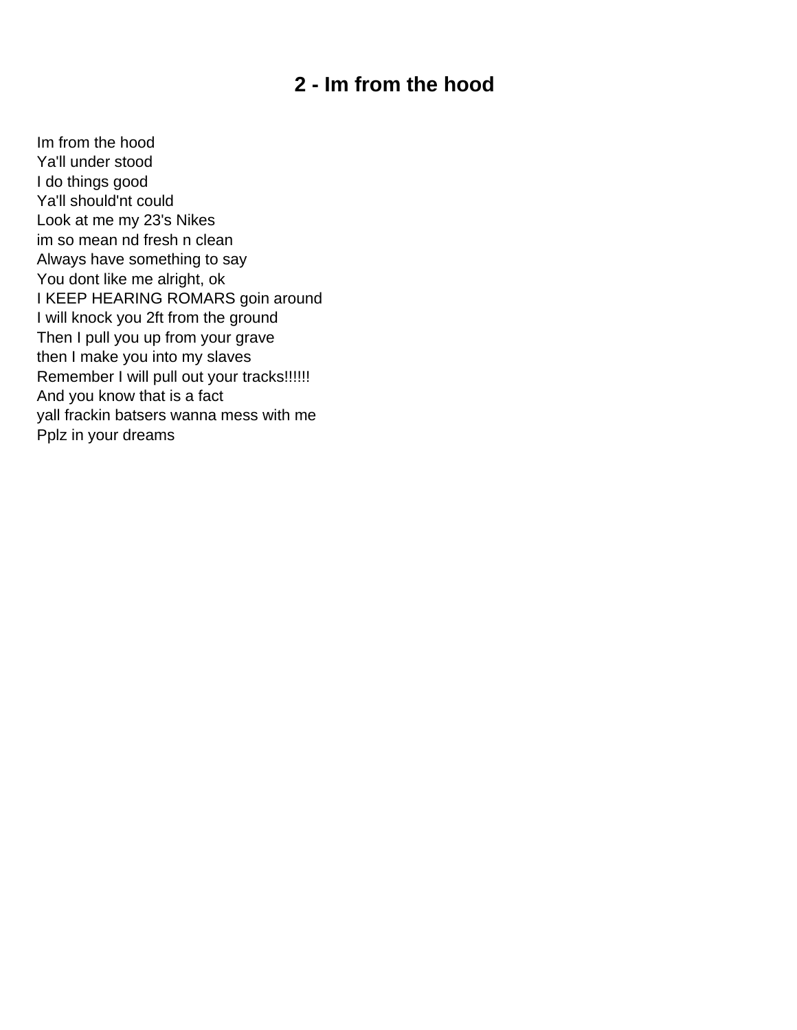## 2 - Im from the hood

Im from the hood  
Ya'll under stood  
I do things good  
Ya'll should'nt could  
Look at me my 23's Nikes  
im so mean nd fresh n clean  
Always have something to say  
You dont like me alright, ok  
I KEEP HEARING ROMARS goin around  
I will knock you 2ft from the ground  
Then I pull you up from your grave  
then I make you into my slaves  
Remember I will pull out your tracks!!!!!!  
And you know that is a fact  
yall frackin batsers wanna mess with me  
Pplz in your dreams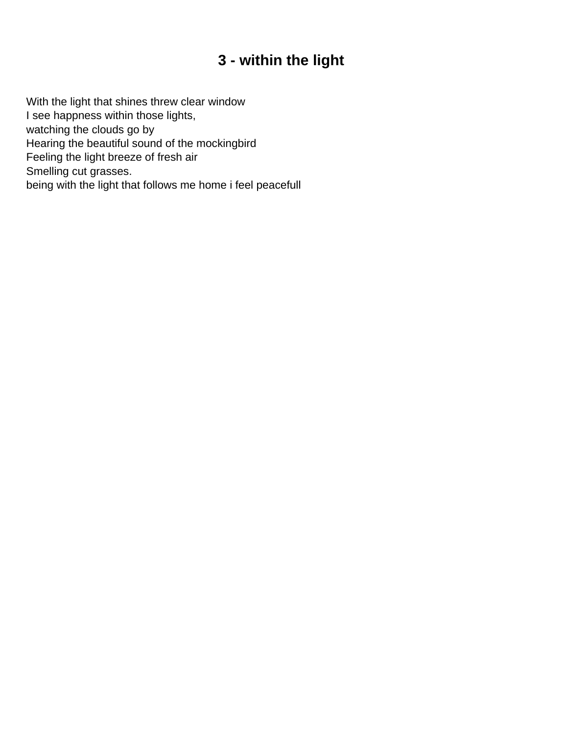## 3 - within the light

With the light that shines threw clear window
I see happness within those lights,
watching the clouds go by
Hearing the beautiful sound of the mockingbird
Feeling the light breeze of fresh air
Smelling cut grasses.
being with the light that follows me home i feel peacefull